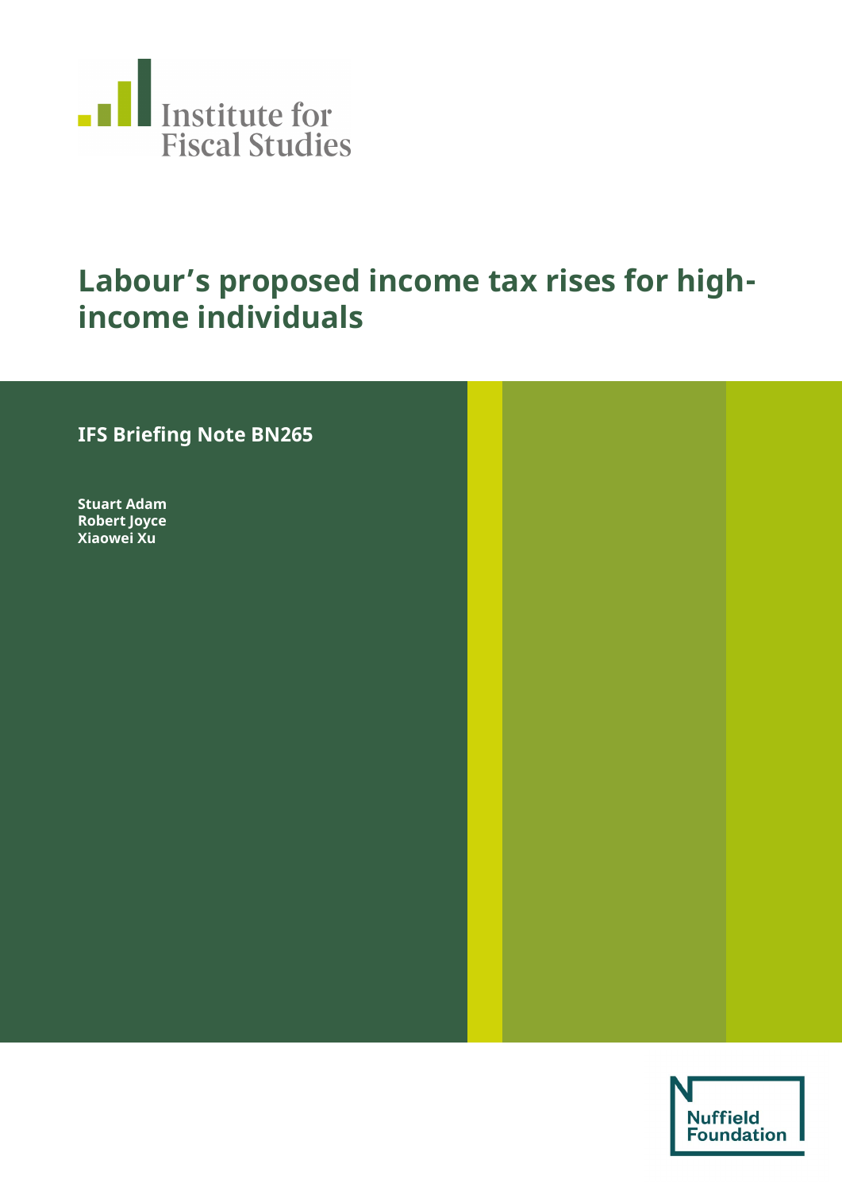Institute for Fiscal Studies

# Labour's proposed income tax rises for high-income individuals

**IFS Briefing Note BN265**

**Stuart Adam**
**Robert Joyce**
**Xiaowei Xu**

Nuffield Foundation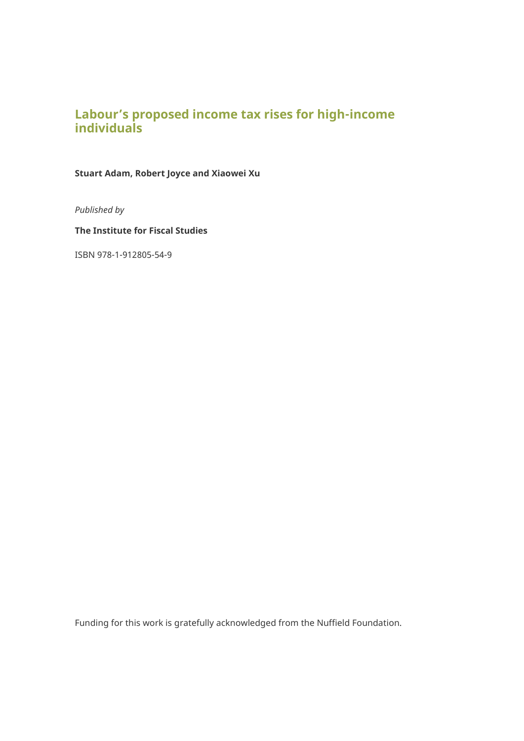# Labour's proposed income tax rises for high-income individuals

**Stuart Adam, Robert Joyce and Xiaowei Xu**

*Published by*

**The Institute for Fiscal Studies**

ISBN 978-1-912805-54-9

Funding for this work is gratefully acknowledged from the Nuffield Foundation.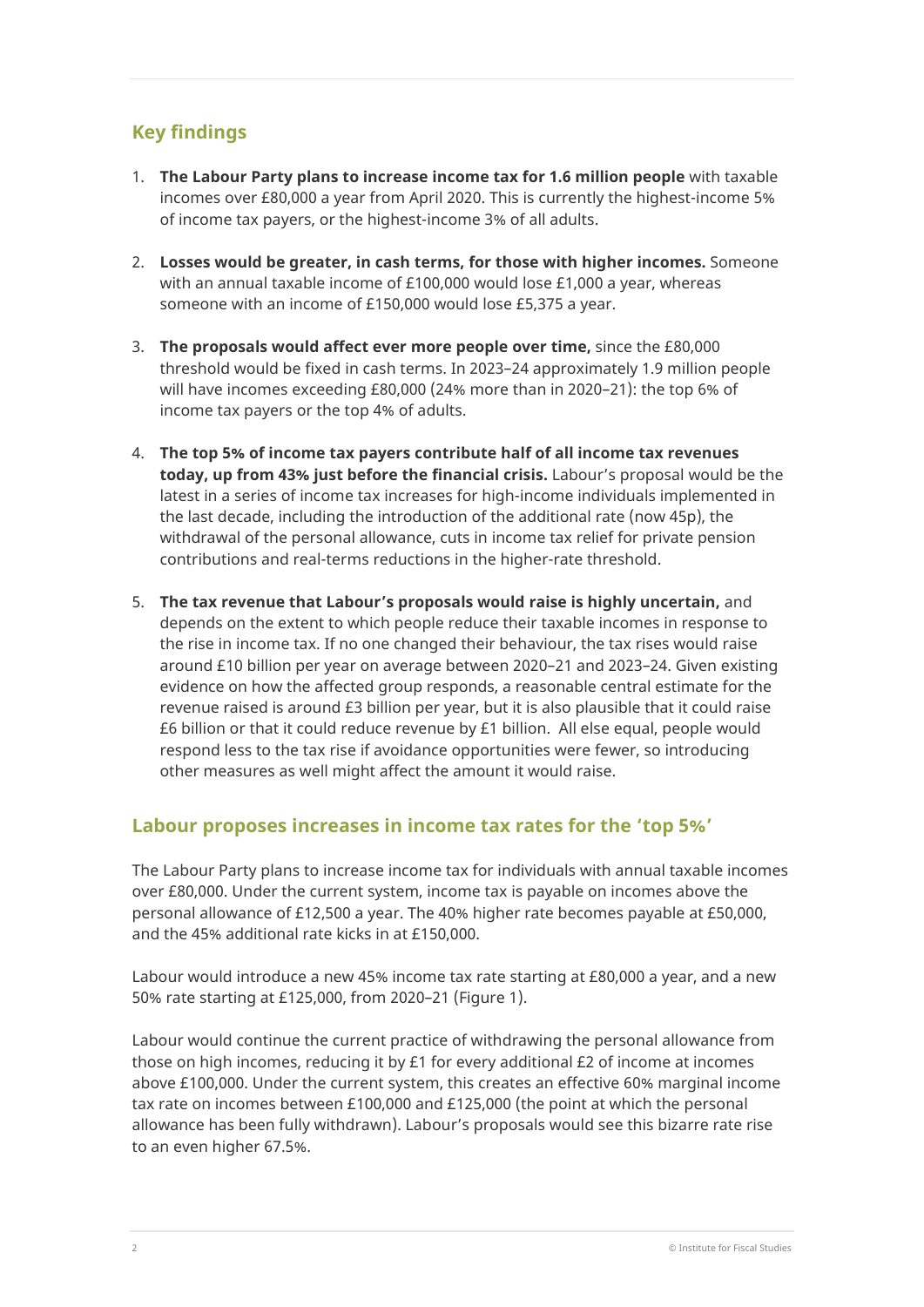## Key findings

1. **The Labour Party plans to increase income tax for 1.6 million people** with taxable incomes over £80,000 a year from April 2020. This is currently the highest-income 5% of income tax payers, or the highest-income 3% of all adults.

2. **Losses would be greater, in cash terms, for those with higher incomes.** Someone with an annual taxable income of £100,000 would lose £1,000 a year, whereas someone with an income of £150,000 would lose £5,375 a year.

3. **The proposals would affect ever more people over time,** since the £80,000 threshold would be fixed in cash terms. In 2023–24 approximately 1.9 million people will have incomes exceeding £80,000 (24% more than in 2020–21): the top 6% of income tax payers or the top 4% of adults.

4. **The top 5% of income tax payers contribute half of all income tax revenues today, up from 43% just before the financial crisis.** Labour's proposal would be the latest in a series of income tax increases for high-income individuals implemented in the last decade, including the introduction of the additional rate (now 45p), the withdrawal of the personal allowance, cuts in income tax relief for private pension contributions and real-terms reductions in the higher-rate threshold.

5. **The tax revenue that Labour's proposals would raise is highly uncertain,** and depends on the extent to which people reduce their taxable incomes in response to the rise in income tax. If no one changed their behaviour, the tax rises would raise around £10 billion per year on average between 2020–21 and 2023–24. Given existing evidence on how the affected group responds, a reasonable central estimate for the revenue raised is around £3 billion per year, but it is also plausible that it could raise £6 billion or that it could reduce revenue by £1 billion. All else equal, people would respond less to the tax rise if avoidance opportunities were fewer, so introducing other measures as well might affect the amount it would raise.

## Labour proposes increases in income tax rates for the 'top 5%'

The Labour Party plans to increase income tax for individuals with annual taxable incomes over £80,000. Under the current system, income tax is payable on incomes above the personal allowance of £12,500 a year. The 40% higher rate becomes payable at £50,000, and the 45% additional rate kicks in at £150,000.

Labour would introduce a new 45% income tax rate starting at £80,000 a year, and a new 50% rate starting at £125,000, from 2020–21 (Figure 1).

Labour would continue the current practice of withdrawing the personal allowance from those on high incomes, reducing it by £1 for every additional £2 of income at incomes above £100,000. Under the current system, this creates an effective 60% marginal income tax rate on incomes between £100,000 and £125,000 (the point at which the personal allowance has been fully withdrawn). Labour's proposals would see this bizarre rate rise to an even higher 67.5%.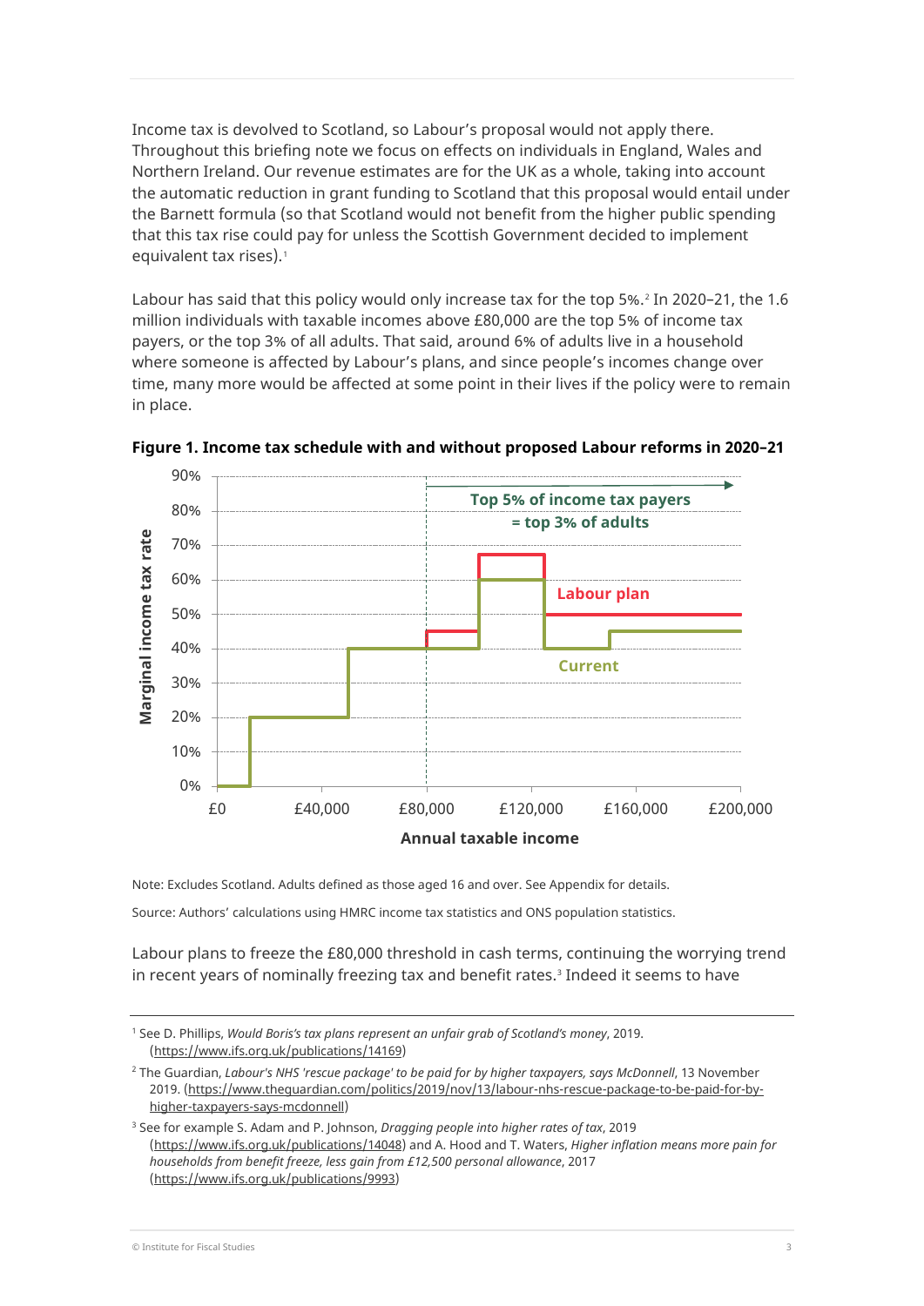Income tax is devolved to Scotland, so Labour's proposal would not apply there. Throughout this briefing note we focus on effects on individuals in England, Wales and Northern Ireland. Our revenue estimates are for the UK as a whole, taking into account the automatic reduction in grant funding to Scotland that this proposal would entail under the Barnett formula (so that Scotland would not benefit from the higher public spending that this tax rise could pay for unless the Scottish Government decided to implement equivalent tax rises).[1]

Labour has said that this policy would only increase tax for the top 5%.[2] In 2020–21, the 1.6 million individuals with taxable incomes above £80,000 are the top 5% of income tax payers, or the top 3% of all adults. That said, around 6% of adults live in a household where someone is affected by Labour's plans, and since people's incomes change over time, many more would be affected at some point in their lives if the policy were to remain in place.

**Figure 1. Income tax schedule with and without proposed Labour reforms in 2020–21**

Note: Excludes Scotland. Adults defined as those aged 16 and over. See Appendix for details.

Source: Authors' calculations using HMRC income tax statistics and ONS population statistics.

Labour plans to freeze the £80,000 threshold in cash terms, continuing the worrying trend in recent years of nominally freezing tax and benefit rates.[3] Indeed it seems to have

---

[1] See D. Phillips, *Would Boris's tax plans represent an unfair grab of Scotland's money*, 2019. (https://www.ifs.org.uk/publications/14169)

[2] The Guardian, *Labour's NHS 'rescue package' to be paid for by higher taxpayers, says McDonnell*, 13 November 2019. (https://www.theguardian.com/politics/2019/nov/13/labour-nhs-rescue-package-to-be-paid-for-by-higher-taxpayers-says-mcdonnell)

[3] See for example S. Adam and P. Johnson, *Dragging people into higher rates of tax*, 2019 (https://www.ifs.org.uk/publications/14048) and A. Hood and T. Waters, *Higher inflation means more pain for households from benefit freeze, less gain from £12,500 personal allowance*, 2017 (https://www.ifs.org.uk/publications/9993)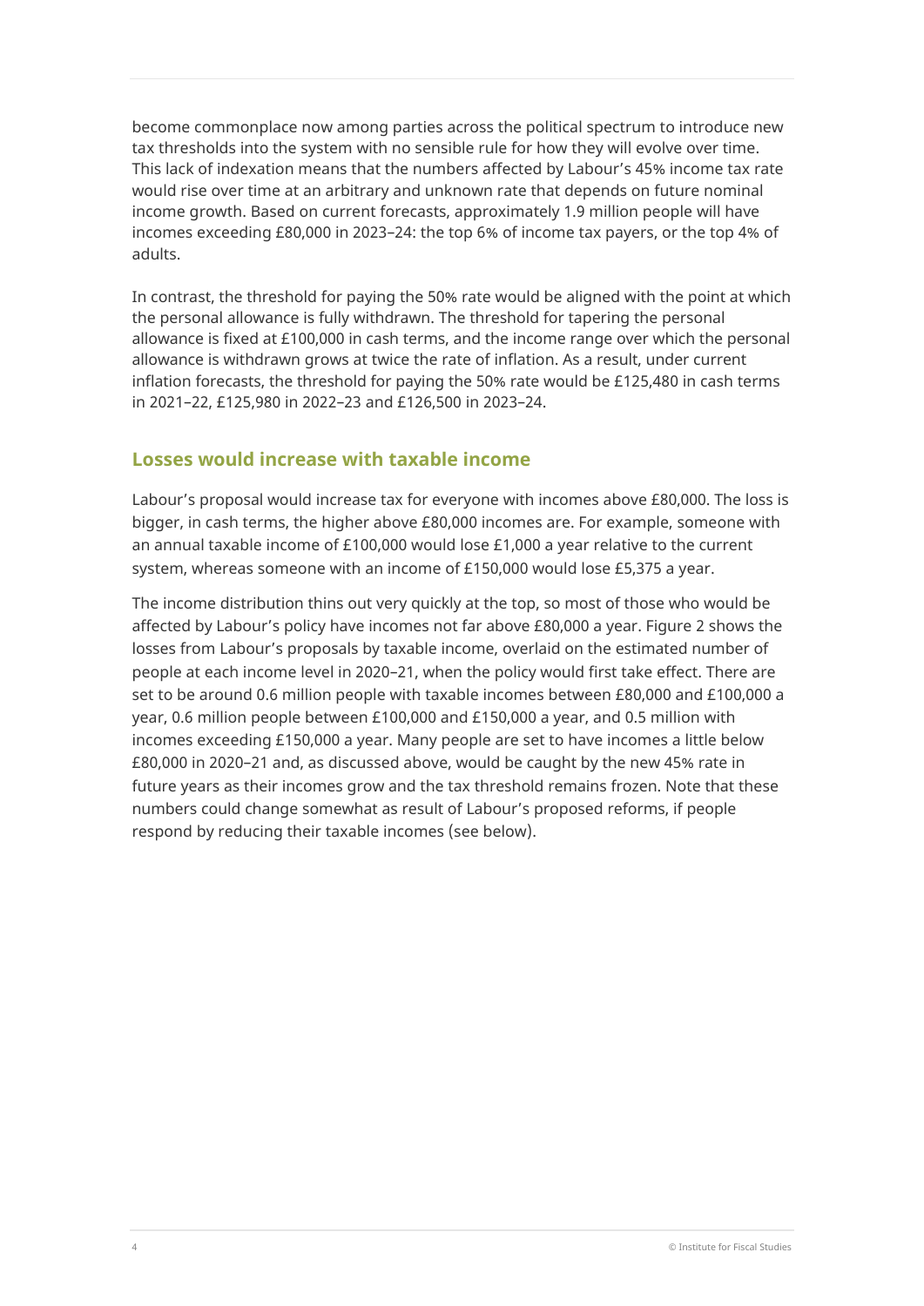become commonplace now among parties across the political spectrum to introduce new tax thresholds into the system with no sensible rule for how they will evolve over time. This lack of indexation means that the numbers affected by Labour's 45% income tax rate would rise over time at an arbitrary and unknown rate that depends on future nominal income growth. Based on current forecasts, approximately 1.9 million people will have incomes exceeding £80,000 in 2023–24: the top 6% of income tax payers, or the top 4% of adults.

In contrast, the threshold for paying the 50% rate would be aligned with the point at which the personal allowance is fully withdrawn. The threshold for tapering the personal allowance is fixed at £100,000 in cash terms, and the income range over which the personal allowance is withdrawn grows at twice the rate of inflation. As a result, under current inflation forecasts, the threshold for paying the 50% rate would be £125,480 in cash terms in 2021–22, £125,980 in 2022–23 and £126,500 in 2023–24.

## Losses would increase with taxable income

Labour's proposal would increase tax for everyone with incomes above £80,000. The loss is bigger, in cash terms, the higher above £80,000 incomes are. For example, someone with an annual taxable income of £100,000 would lose £1,000 a year relative to the current system, whereas someone with an income of £150,000 would lose £5,375 a year.

The income distribution thins out very quickly at the top, so most of those who would be affected by Labour's policy have incomes not far above £80,000 a year. Figure 2 shows the losses from Labour's proposals by taxable income, overlaid on the estimated number of people at each income level in 2020–21, when the policy would first take effect. There are set to be around 0.6 million people with taxable incomes between £80,000 and £100,000 a year, 0.6 million people between £100,000 and £150,000 a year, and 0.5 million with incomes exceeding £150,000 a year. Many people are set to have incomes a little below £80,000 in 2020–21 and, as discussed above, would be caught by the new 45% rate in future years as their incomes grow and the tax threshold remains frozen. Note that these numbers could change somewhat as result of Labour's proposed reforms, if people respond by reducing their taxable incomes (see below).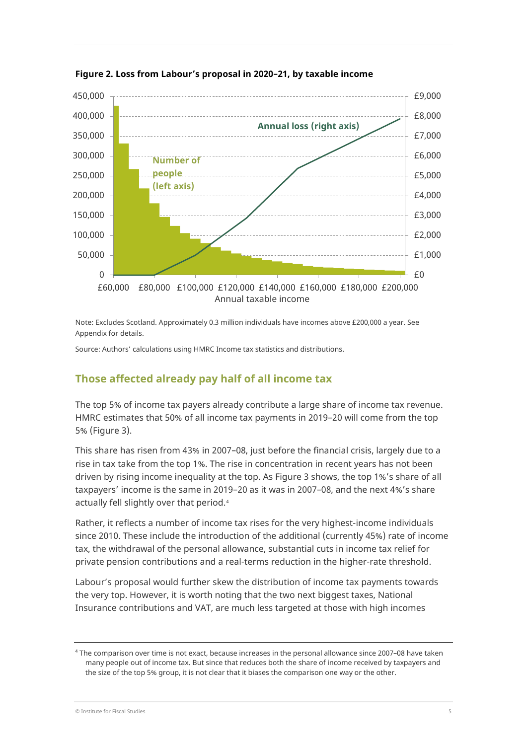**Figure 2. Loss from Labour's proposal in 2020–21, by taxable income**

Note: Excludes Scotland. Approximately 0.3 million individuals have incomes above £200,000 a year. See Appendix for details.

Source: Authors' calculations using HMRC Income tax statistics and distributions.

## Those affected already pay half of all income tax

The top 5% of income tax payers already contribute a large share of income tax revenue. HMRC estimates that 50% of all income tax payments in 2019–20 will come from the top 5% (Figure 3).

This share has risen from 43% in 2007–08, just before the financial crisis, largely due to a rise in tax take from the top 1%. The rise in concentration in recent years has not been driven by rising income inequality at the top. As Figure 3 shows, the top 1%'s share of all taxpayers' income is the same in 2019–20 as it was in 2007–08, and the next 4%'s share actually fell slightly over that period.[4]

Rather, it reflects a number of income tax rises for the very highest-income individuals since 2010. These include the introduction of the additional (currently 45%) rate of income tax, the withdrawal of the personal allowance, substantial cuts in income tax relief for private pension contributions and a real-terms reduction in the higher-rate threshold.

Labour's proposal would further skew the distribution of income tax payments towards the very top. However, it is worth noting that the two next biggest taxes, National Insurance contributions and VAT, are much less targeted at those with high incomes

[4] The comparison over time is not exact, because increases in the personal allowance since 2007–08 have taken many people out of income tax. But since that reduces both the share of income received by taxpayers and the size of the top 5% group, it is not clear that it biases the comparison one way or the other.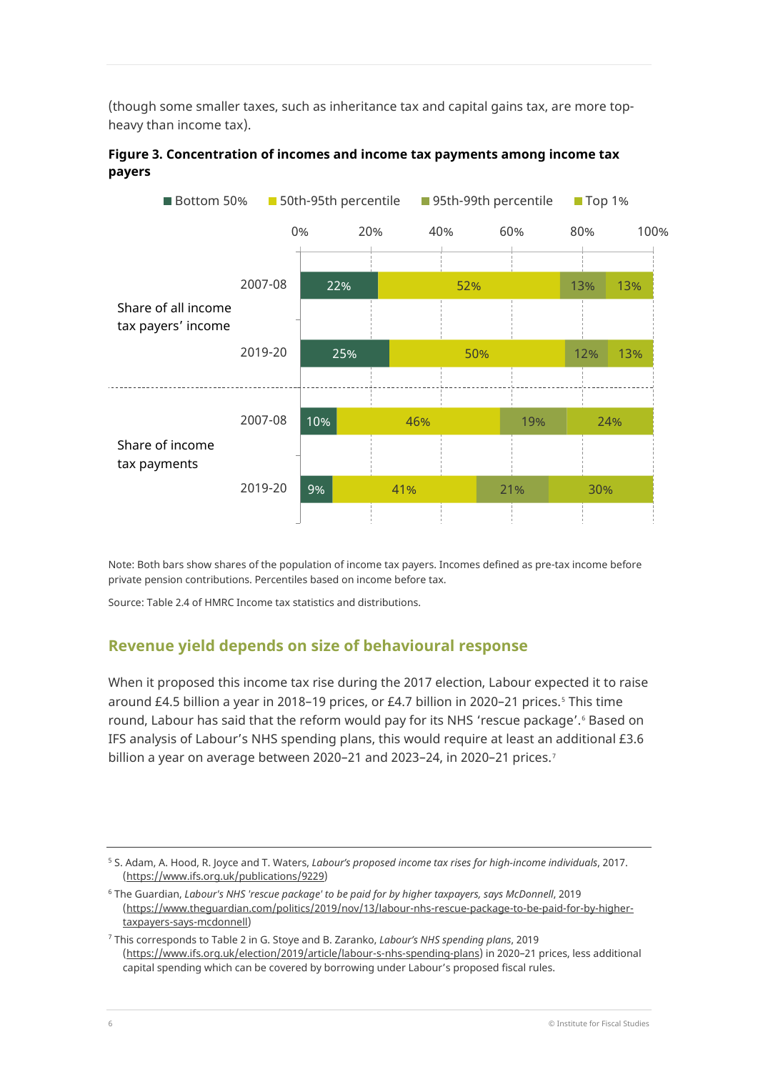(though some smaller taxes, such as inheritance tax and capital gains tax, are more top-heavy than income tax).

**Figure 3. Concentration of incomes and income tax payments among income tax payers**

| | | Bottom 50% | 50th-95th percentile | 95th-99th percentile | Top 1% |
|---|---|---|---|---|---|
| Share of all income tax payers' income | 2007-08 | 22% | 52% | 13% | 13% |
| | 2019-20 | 25% | 50% | 12% | 13% |
| Share of income tax payments | 2007-08 | 10% | 46% | 19% | 24% |
| | 2019-20 | 9% | 41% | 21% | 30% |

Note: Both bars show shares of the population of income tax payers. Incomes defined as pre-tax income before private pension contributions. Percentiles based on income before tax.

Source: Table 2.4 of HMRC Income tax statistics and distributions.

## Revenue yield depends on size of behavioural response

When it proposed this income tax rise during the 2017 election, Labour expected it to raise around £4.5 billion a year in 2018–19 prices, or £4.7 billion in 2020–21 prices.[5] This time round, Labour has said that the reform would pay for its NHS 'rescue package'.[6] Based on IFS analysis of Labour's NHS spending plans, this would require at least an additional £3.6 billion a year on average between 2020–21 and 2023–24, in 2020–21 prices.[7]

---

[5] S. Adam, A. Hood, R. Joyce and T. Waters, *Labour's proposed income tax rises for high-income individuals*, 2017. (https://www.ifs.org.uk/publications/9229)

[6] The Guardian, *Labour's NHS 'rescue package' to be paid for by higher taxpayers, says McDonnell*, 2019 (https://www.theguardian.com/politics/2019/nov/13/labour-nhs-rescue-package-to-be-paid-for-by-higher-taxpayers-says-mcdonnell)

[7] This corresponds to Table 2 in G. Stoye and B. Zaranko, *Labour's NHS spending plans*, 2019 (https://www.ifs.org.uk/election/2019/article/labour-s-nhs-spending-plans) in 2020–21 prices, less additional capital spending which can be covered by borrowing under Labour's proposed fiscal rules.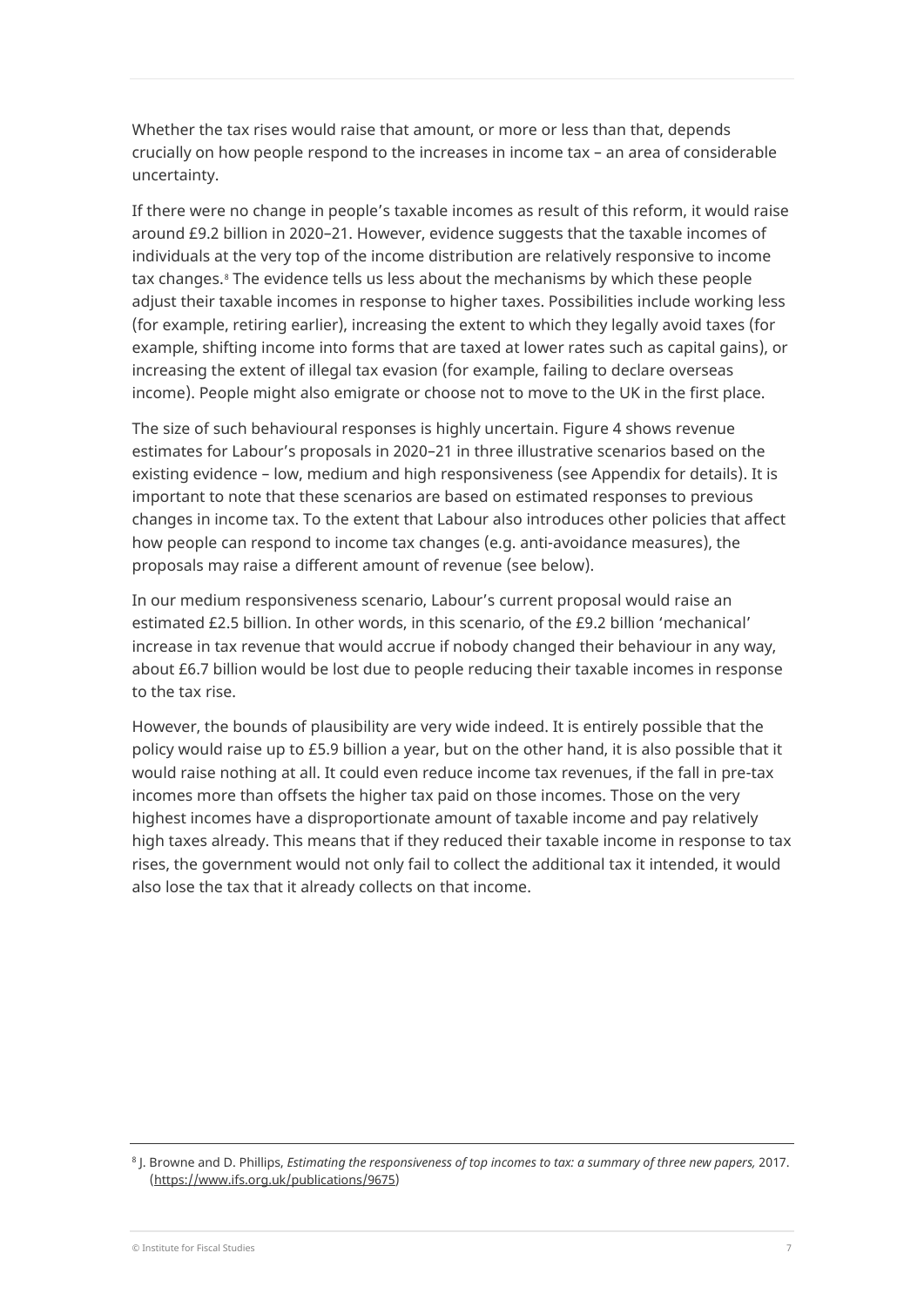Whether the tax rises would raise that amount, or more or less than that, depends crucially on how people respond to the increases in income tax – an area of considerable uncertainty.

If there were no change in people's taxable incomes as result of this reform, it would raise around £9.2 billion in 2020–21. However, evidence suggests that the taxable incomes of individuals at the very top of the income distribution are relatively responsive to income tax changes.[8] The evidence tells us less about the mechanisms by which these people adjust their taxable incomes in response to higher taxes. Possibilities include working less (for example, retiring earlier), increasing the extent to which they legally avoid taxes (for example, shifting income into forms that are taxed at lower rates such as capital gains), or increasing the extent of illegal tax evasion (for example, failing to declare overseas income). People might also emigrate or choose not to move to the UK in the first place.

The size of such behavioural responses is highly uncertain. Figure 4 shows revenue estimates for Labour's proposals in 2020–21 in three illustrative scenarios based on the existing evidence – low, medium and high responsiveness (see Appendix for details). It is important to note that these scenarios are based on estimated responses to previous changes in income tax. To the extent that Labour also introduces other policies that affect how people can respond to income tax changes (e.g. anti-avoidance measures), the proposals may raise a different amount of revenue (see below).

In our medium responsiveness scenario, Labour's current proposal would raise an estimated £2.5 billion. In other words, in this scenario, of the £9.2 billion 'mechanical' increase in tax revenue that would accrue if nobody changed their behaviour in any way, about £6.7 billion would be lost due to people reducing their taxable incomes in response to the tax rise.

However, the bounds of plausibility are very wide indeed. It is entirely possible that the policy would raise up to £5.9 billion a year, but on the other hand, it is also possible that it would raise nothing at all. It could even reduce income tax revenues, if the fall in pre-tax incomes more than offsets the higher tax paid on those incomes. Those on the very highest incomes have a disproportionate amount of taxable income and pay relatively high taxes already. This means that if they reduced their taxable income in response to tax rises, the government would not only fail to collect the additional tax it intended, it would also lose the tax that it already collects on that income.

---

[8] J. Browne and D. Phillips, *Estimating the responsiveness of top incomes to tax: a summary of three new papers,* 2017. (https://www.ifs.org.uk/publications/9675)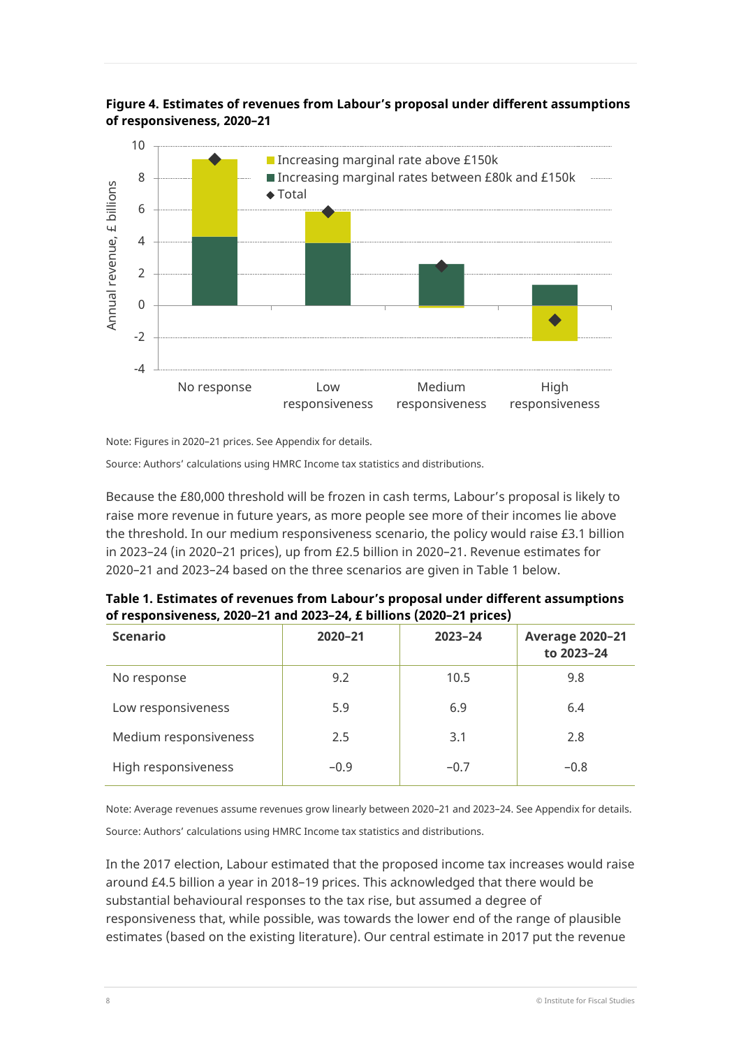**Figure 4. Estimates of revenues from Labour's proposal under different assumptions of responsiveness, 2020–21**

Note: Figures in 2020–21 prices. See Appendix for details.

Source: Authors' calculations using HMRC Income tax statistics and distributions.

Because the £80,000 threshold will be frozen in cash terms, Labour's proposal is likely to raise more revenue in future years, as more people see more of their incomes lie above the threshold. In our medium responsiveness scenario, the policy would raise £3.1 billion in 2023–24 (in 2020–21 prices), up from £2.5 billion in 2020–21. Revenue estimates for 2020–21 and 2023–24 based on the three scenarios are given in Table 1 below.

**Table 1. Estimates of revenues from Labour's proposal under different assumptions of responsiveness, 2020–21 and 2023–24, £ billions (2020–21 prices)**

| Scenario | 2020–21 | 2023–24 | Average 2020–21 to 2023–24 |
|---|---|---|---|
| No response | 9.2 | 10.5 | 9.8 |
| Low responsiveness | 5.9 | 6.9 | 6.4 |
| Medium responsiveness | 2.5 | 3.1 | 2.8 |
| High responsiveness | −0.9 | −0.7 | −0.8 |

Note: Average revenues assume revenues grow linearly between 2020–21 and 2023–24. See Appendix for details.

Source: Authors' calculations using HMRC Income tax statistics and distributions.

In the 2017 election, Labour estimated that the proposed income tax increases would raise around £4.5 billion a year in 2018–19 prices. This acknowledged that there would be substantial behavioural responses to the tax rise, but assumed a degree of responsiveness that, while possible, was towards the lower end of the range of plausible estimates (based on the existing literature). Our central estimate in 2017 put the revenue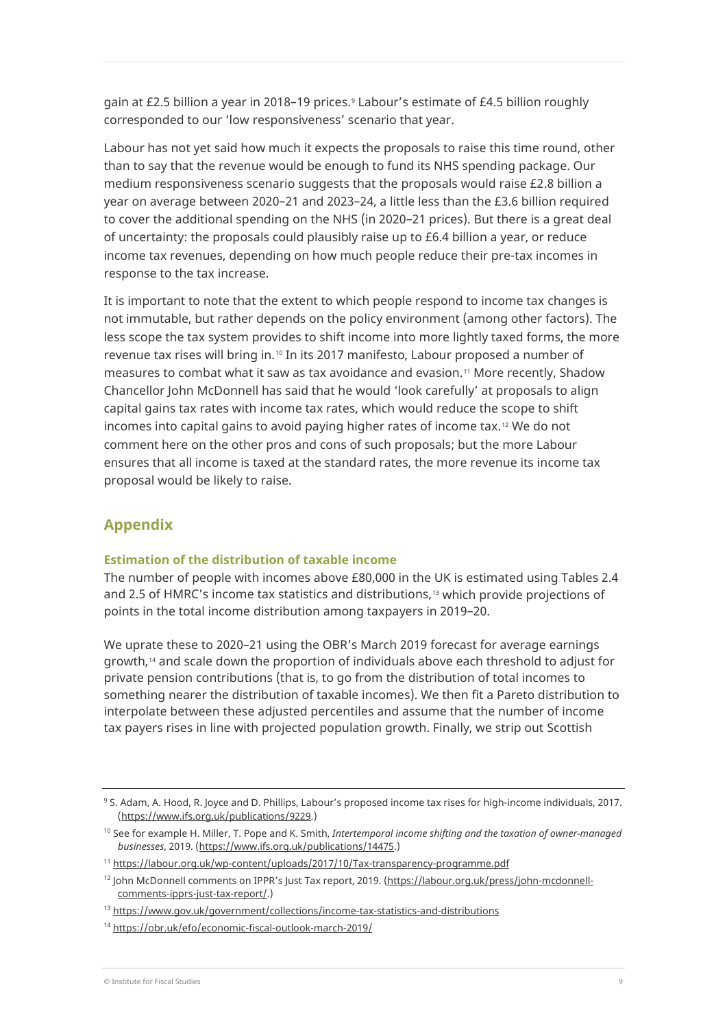gain at £2.5 billion a year in 2018–19 prices.[9] Labour's estimate of £4.5 billion roughly corresponded to our 'low responsiveness' scenario that year.

Labour has not yet said how much it expects the proposals to raise this time round, other than to say that the revenue would be enough to fund its NHS spending package. Our medium responsiveness scenario suggests that the proposals would raise £2.8 billion a year on average between 2020–21 and 2023–24, a little less than the £3.6 billion required to cover the additional spending on the NHS (in 2020–21 prices). But there is a great deal of uncertainty: the proposals could plausibly raise up to £6.4 billion a year, or reduce income tax revenues, depending on how much people reduce their pre-tax incomes in response to the tax increase.

It is important to note that the extent to which people respond to income tax changes is not immutable, but rather depends on the policy environment (among other factors). The less scope the tax system provides to shift income into more lightly taxed forms, the more revenue tax rises will bring in.[10] In its 2017 manifesto, Labour proposed a number of measures to combat what it saw as tax avoidance and evasion.[11] More recently, Shadow Chancellor John McDonnell has said that he would 'look carefully' at proposals to align capital gains tax rates with income tax rates, which would reduce the scope to shift incomes into capital gains to avoid paying higher rates of income tax.[12] We do not comment here on the other pros and cons of such proposals; but the more Labour ensures that all income is taxed at the standard rates, the more revenue its income tax proposal would be likely to raise.

## Appendix

### Estimation of the distribution of taxable income

The number of people with incomes above £80,000 in the UK is estimated using Tables 2.4 and 2.5 of HMRC's income tax statistics and distributions,[13] which provide projections of points in the total income distribution among taxpayers in 2019–20.

We uprate these to 2020–21 using the OBR's March 2019 forecast for average earnings growth,[14] and scale down the proportion of individuals above each threshold to adjust for private pension contributions (that is, to go from the distribution of total incomes to something nearer the distribution of taxable incomes). We then fit a Pareto distribution to interpolate between these adjusted percentiles and assume that the number of income tax payers rises in line with projected population growth. Finally, we strip out Scottish

---

[9] S. Adam, A. Hood, R. Joyce and D. Phillips, Labour's proposed income tax rises for high-income individuals, 2017. (https://www.ifs.org.uk/publications/9229.)

[10] See for example H. Miller, T. Pope and K. Smith, *Intertemporal income shifting and the taxation of owner-managed businesses*, 2019. (https://www.ifs.org.uk/publications/14475.)

[11] https://labour.org.uk/wp-content/uploads/2017/10/Tax-transparency-programme.pdf

[12] John McDonnell comments on IPPR's Just Tax report, 2019. (https://labour.org.uk/press/john-mcdonnell-comments-ipprs-just-tax-report/.)

[13] https://www.gov.uk/government/collections/income-tax-statistics-and-distributions

[14] https://obr.uk/efo/economic-fiscal-outlook-march-2019/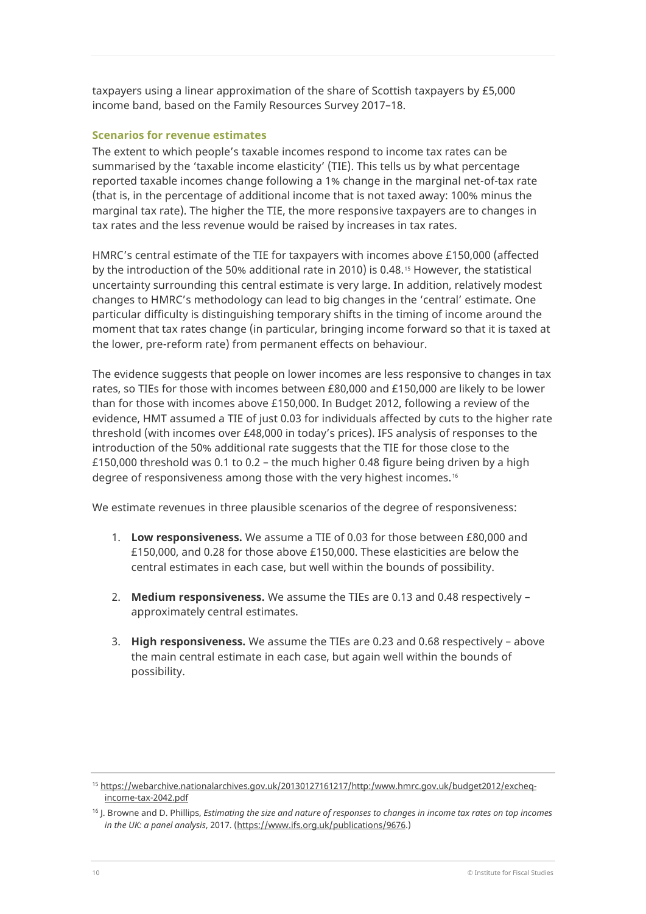taxpayers using a linear approximation of the share of Scottish taxpayers by £5,000 income band, based on the Family Resources Survey 2017–18.

### Scenarios for revenue estimates

The extent to which people's taxable incomes respond to income tax rates can be summarised by the 'taxable income elasticity' (TIE). This tells us by what percentage reported taxable incomes change following a 1% change in the marginal net-of-tax rate (that is, in the percentage of additional income that is not taxed away: 100% minus the marginal tax rate). The higher the TIE, the more responsive taxpayers are to changes in tax rates and the less revenue would be raised by increases in tax rates.

HMRC's central estimate of the TIE for taxpayers with incomes above £150,000 (affected by the introduction of the 50% additional rate in 2010) is 0.48.[15] However, the statistical uncertainty surrounding this central estimate is very large. In addition, relatively modest changes to HMRC's methodology can lead to big changes in the 'central' estimate. One particular difficulty is distinguishing temporary shifts in the timing of income around the moment that tax rates change (in particular, bringing income forward so that it is taxed at the lower, pre-reform rate) from permanent effects on behaviour.

The evidence suggests that people on lower incomes are less responsive to changes in tax rates, so TIEs for those with incomes between £80,000 and £150,000 are likely to be lower than for those with incomes above £150,000. In Budget 2012, following a review of the evidence, HMT assumed a TIE of just 0.03 for individuals affected by cuts to the higher rate threshold (with incomes over £48,000 in today's prices). IFS analysis of responses to the introduction of the 50% additional rate suggests that the TIE for those close to the £150,000 threshold was 0.1 to 0.2 – the much higher 0.48 figure being driven by a high degree of responsiveness among those with the very highest incomes.[16]

We estimate revenues in three plausible scenarios of the degree of responsiveness:

1. **Low responsiveness.** We assume a TIE of 0.03 for those between £80,000 and £150,000, and 0.28 for those above £150,000. These elasticities are below the central estimates in each case, but well within the bounds of possibility.

2. **Medium responsiveness.** We assume the TIEs are 0.13 and 0.48 respectively – approximately central estimates.

3. **High responsiveness.** We assume the TIEs are 0.23 and 0.68 respectively – above the main central estimate in each case, but again well within the bounds of possibility.

---

[15] https://webarchive.nationalarchives.gov.uk/20130127161217/http:/www.hmrc.gov.uk/budget2012/excheq-income-tax-2042.pdf

[16] J. Browne and D. Phillips, *Estimating the size and nature of responses to changes in income tax rates on top incomes in the UK: a panel analysis*, 2017. (https://www.ifs.org.uk/publications/9676.)